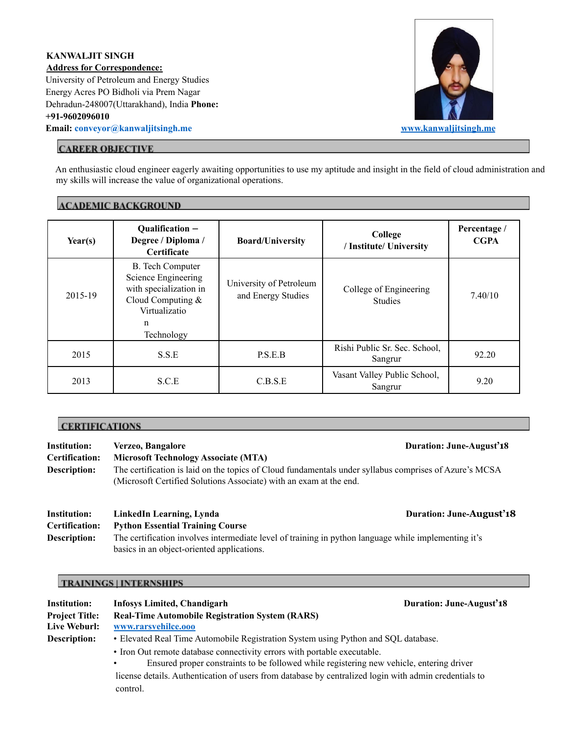**KANWALJIT SINGH**

**Address for Correspondence:**

University of Petroleum and Energy Studies
Energy Acres PO Bidholi via Prem Nagar
Dehradun-248007(Uttarakhand), India **Phone:**
**+91-9602096010**
**Email:** conveyor@kanwaljitsingh.me

www.kanwaljitsingh.me

## CAREER OBJECTIVE

An enthusiastic cloud engineer eagerly awaiting opportunities to use my aptitude and insight in the field of cloud administration and my skills will increase the value of organizational operations.

## ACADEMIC BACKGROUND

| Year(s) | Qualification – Degree / Diploma / Certificate | Board/University | College / Institute/ University | Percentage / CGPA |
|---|---|---|---|---|
| 2015-19 | B. Tech Computer Science Engineering with specialization in Cloud Computing & Virtualization Technology | University of Petroleum and Energy Studies | College of Engineering Studies | 7.40/10 |
| 2015 | S.S.E | P.S.E.B | Rishi Public Sr. Sec. School, Sangrur | 92.20 |
| 2013 | S.C.E | C.B.S.E | Vasant Valley Public School, Sangrur | 9.20 |

## CERTIFICATIONS

**Institution:** **Verzeo, Bangalore** **Duration: June-August'18**
**Certification:** **Microsoft Technology Associate (MTA)**
**Description:** The certification is laid on the topics of Cloud fundamentals under syllabus comprises of Azure's MCSA (Microsoft Certified Solutions Associate) with an exam at the end.

**Institution:** **LinkedIn Learning, Lynda** **Duration: June-August'18**
**Certification:** **Python Essential Training Course**
**Description:** The certification involves intermediate level of training in python language while implementing it's basics in an object-oriented applications.

## TRAININGS | INTERNSHIPS

**Institution:** **Infosys Limited, Chandigarh** **Duration: June-August'18**
**Project Title:** **Real-Time Automobile Registration System (RARS)**
**Live Weburl:** www.rarsvehilce.ooo
**Description:**

- Elevated Real Time Automobile Registration System using Python and SQL database.
- Iron Out remote database connectivity errors with portable executable.
- Ensured proper constraints to be followed while registering new vehicle, entering driver license details. Authentication of users from database by centralized login with admin credentials to control.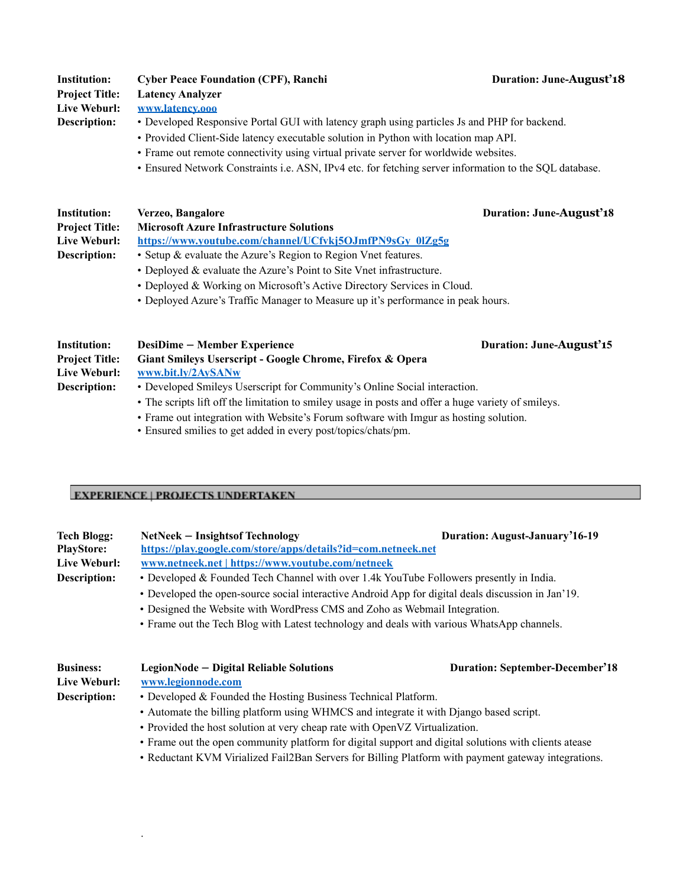**Institution:** Cyber Peace Foundation (CPF), Ranchi — **Duration: June-August'18**
**Project Title:** Latency Analyzer
**Live Weburl:** [www.latency.ooo](www.latency.ooo)
**Description:**

- Developed Responsive Portal GUI with latency graph using particles Js and PHP for backend.
- Provided Client-Side latency executable solution in Python with location map API.
- Frame out remote connectivity using virtual private server for worldwide websites.
- Ensured Network Constraints i.e. ASN, IPv4 etc. for fetching server information to the SQL database.

**Institution:** Verzeo, Bangalore — **Duration: June-August'18**
**Project Title:** Microsoft Azure Infrastructure Solutions
**Live Weburl:** [https://www.youtube.com/channel/UCfvkj5OJmfPN9sGy_0lZg5g](https://www.youtube.com/channel/UCfvkj5OJmfPN9sGy_0lZg5g)
**Description:**

- Setup & evaluate the Azure's Region to Region Vnet features.
- Deployed & evaluate the Azure's Point to Site Vnet infrastructure.
- Deployed & Working on Microsoft's Active Directory Services in Cloud.
- Deployed Azure's Traffic Manager to Measure up it's performance in peak hours.

**Institution:** DesiDime – Member Experience — **Duration: June-August'15**
**Project Title:** Giant Smileys Userscript - Google Chrome, Firefox & Opera
**Live Weburl:** [www.bit.ly/2AySANw](www.bit.ly/2AySANw)
**Description:**

- Developed Smileys Userscript for Community's Online Social interaction.
- The scripts lift off the limitation to smiley usage in posts and offer a huge variety of smileys.
- Frame out integration with Website's Forum software with Imgur as hosting solution.
- Ensured smilies to get added in every post/topics/chats/pm.

## EXPERIENCE | PROJECTS UNDERTAKEN

**Tech Blogg:** NetNeek – Insightsof Technology — **Duration: August-January'16-19**
**PlayStore:** [https://play.google.com/store/apps/details?id=com.netneek.net](https://play.google.com/store/apps/details?id=com.netneek.net)
**Live Weburl:** [www.netneek.net](www.netneek.net) | [https://www.youtube.com/netneek](https://www.youtube.com/netneek)
**Description:**

- Developed & Founded Tech Channel with over 1.4k YouTube Followers presently in India.
- Developed the open-source social interactive Android App for digital deals discussion in Jan'19.
- Designed the Website with WordPress CMS and Zoho as Webmail Integration.
- Frame out the Tech Blog with Latest technology and deals with various WhatsApp channels.

**Business:** LegionNode – Digital Reliable Solutions — **Duration: September-December'18**
**Live Weburl:** [www.legionnode.com](www.legionnode.com)
**Description:**

- Developed & Founded the Hosting Business Technical Platform.
- Automate the billing platform using WHMCS and integrate it with Django based script.
- Provided the host solution at very cheap rate with OpenVZ Virtualization.
- Frame out the open community platform for digital support and digital solutions with clients atease
- Reductant KVM Virialized Fail2Ban Servers for Billing Platform with payment gateway integrations.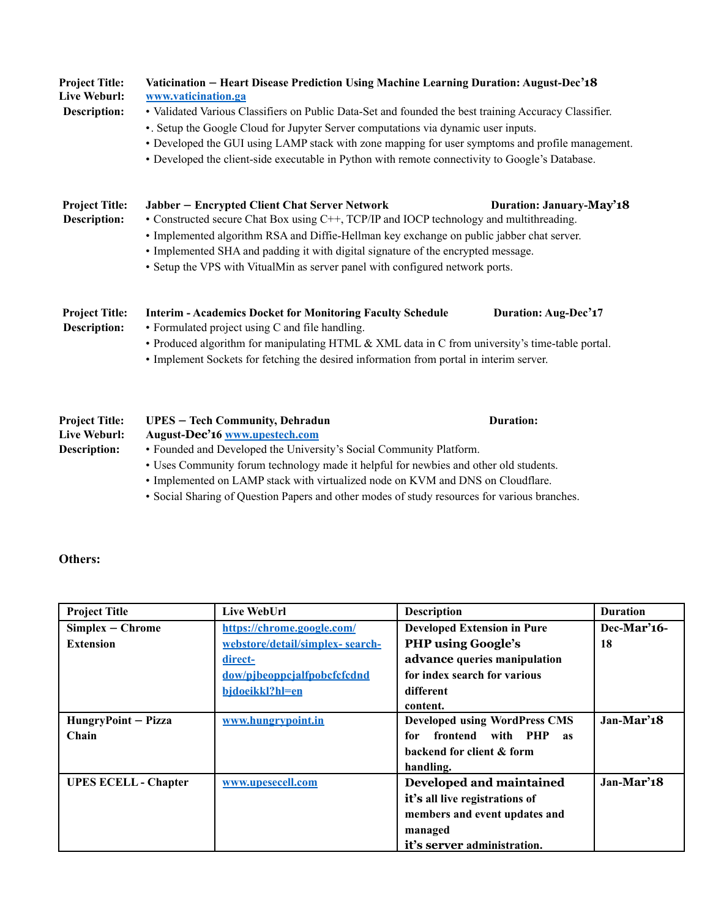**Project Title:** **Vaticination – Heart Disease Prediction Using Machine Learning Duration: August-Dec'18**
**Live Weburl:** [www.vaticination.ga](http://www.vaticination.ga)
**Description:**
- Validated Various Classifiers on Public Data-Set and founded the best training Accuracy Classifier.
- . Setup the Google Cloud for Jupyter Server computations via dynamic user inputs.
- Developed the GUI using LAMP stack with zone mapping for user symptoms and profile management.
- Developed the client-side executable in Python with remote connectivity to Google's Database.

**Project Title:** **Jabber – Encrypted Client Chat Server Network** **Duration: January-May'18**
**Description:**
- Constructed secure Chat Box using C++, TCP/IP and IOCP technology and multithreading.
- Implemented algorithm RSA and Diffie-Hellman key exchange on public jabber chat server.
- Implemented SHA and padding it with digital signature of the encrypted message.
- Setup the VPS with VitualMin as server panel with configured network ports.

**Project Title:** **Interim - Academics Docket for Monitoring Faculty Schedule** **Duration: Aug-Dec'17**
**Description:**
- Formulated project using C and file handling.
- Produced algorithm for manipulating HTML & XML data in C from university's time-table portal.
- Implement Sockets for fetching the desired information from portal in interim server.

**Project Title:** **UPES – Tech Community, Dehradun** **Duration:**
**Live Weburl:** **August-Dec'16** [www.upestech.com](http://www.upestech.com)
**Description:**
- Founded and Developed the University's Social Community Platform.
- Uses Community forum technology made it helpful for newbies and other old students.
- Implemented on LAMP stack with virtualized node on KVM and DNS on Cloudflare.
- Social Sharing of Question Papers and other modes of study resources for various branches.

**Others:**

| Project Title | Live WebUrl | Description | Duration |
|---|---|---|---|
| **Simplex – Chrome Extension** | [https://chrome.google.com/webstore/detail/simplex- search-direct-dow/pjbeoppcjalfpobcfcfcdndbjdoeikkl?hl=en](https://chrome.google.com/webstore/detail/simplex-search-direct-dow/pjbeoppcjalfpobcfcfcdndbjdoeikkl?hl=en) | **Developed Extension in Pure PHP using Google's advance queries manipulation for index search for various different content.** | **Dec-Mar'16-18** |
| **HungryPoint – Pizza Chain** | [www.hungrypoint.in](http://www.hungrypoint.in) | **Developed using WordPress CMS for frontend with PHP as backend for client & form handling.** | **Jan-Mar'18** |
| **UPES ECELL - Chapter** | [www.upesecell.com](http://www.upesecell.com) | **Developed and maintained it's all live registrations of members and event updates and managed it's server administration.** | **Jan-Mar'18** |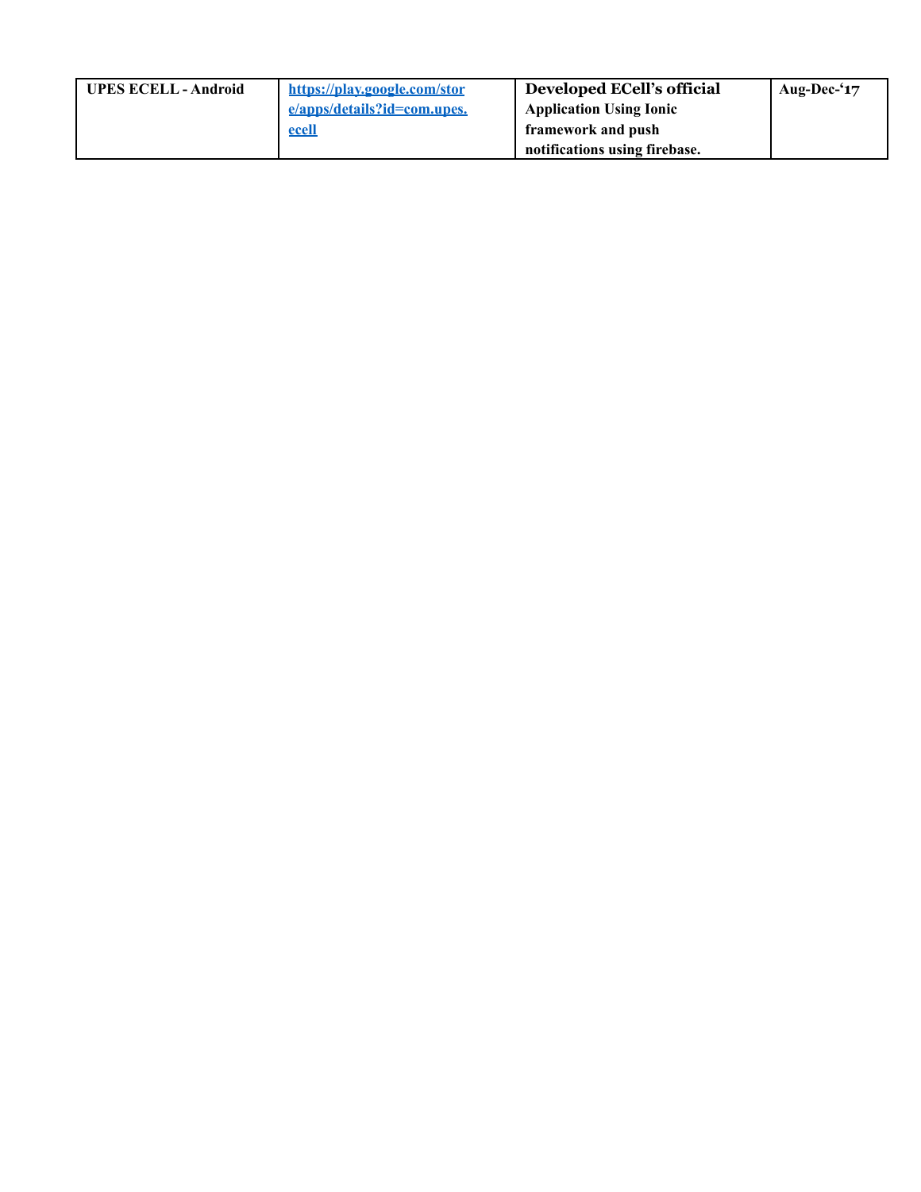| **UPES ECELL - Android** | **[https://play.google.com/store/apps/details?id=com.upes.ecell](https://play.google.com/store/apps/details?id=com.upes.ecell)** | **Developed ECell's official Application Using Ionic framework and push notifications using firebase.** | **Aug-Dec-'17** |
|---|---|---|---|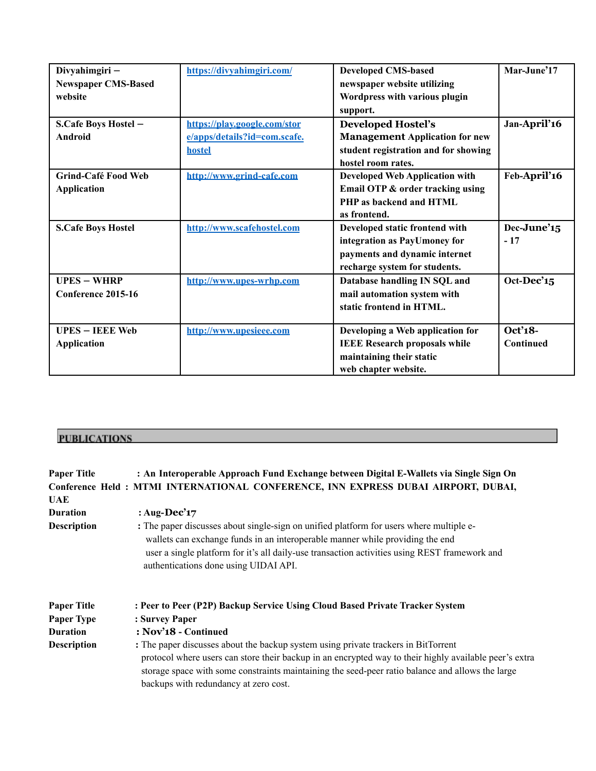| Divyahimgiri – Newspaper CMS-Based website | https://divyahimgiri.com/ | Developed CMS-based newspaper website utilizing Wordpress with various plugin support. | Mar-June'17 |
|---|---|---|---|
| S.Cafe Boys Hostel – Android | https://play.google.com/store/apps/details?id=com.scafe.hostel | Developed Hostel's Management Application for new student registration and for showing hostel room rates. | Jan-April'16 |
| Grind-Café Food Web Application | http://www.grind-cafe.com | Developed Web Application with Email OTP & order tracking using PHP as backend and HTML as frontend. | Feb-April'16 |
| S.Cafe Boys Hostel | http://www.scafehostel.com | Developed static frontend with integration as PayUmoney for payments and dynamic internet recharge system for students. | Dec-June'15 - 17 |
| UPES – WHRP Conference 2015-16 | http://www.upes-wrhp.com | Database handling IN SQL and mail automation system with static frontend in HTML. | Oct-Dec'15 |
| UPES – IEEE Web Application | http://www.upesieee.com | Developing a Web application for IEEE Research proposals while maintaining their static web chapter website. | Oct'18-Continued |

## PUBLICATIONS

**Paper Title** : **An Interoperable Approach Fund Exchange between Digital E-Wallets via Single Sign On**
**Conference Held** : **MTMI INTERNATIONAL CONFERENCE, INN EXPRESS DUBAI AIRPORT, DUBAI, UAE**
**Duration** : **Aug-Dec'17**
**Description** : The paper discusses about single-sign on unified platform for users where multiple e-wallets can exchange funds in an interoperable manner while providing the end user a single platform for it's all daily-use transaction activities using REST framework and authentications done using UIDAI API.

**Paper Title** : **Peer to Peer (P2P) Backup Service Using Cloud Based Private Tracker System**
**Paper Type** : **Survey Paper**
**Duration** : **Nov'18 - Continued**
**Description** : The paper discusses about the backup system using private trackers in BitTorrent protocol where users can store their backup in an encrypted way to their highly available peer's extra storage space with some constraints maintaining the seed-peer ratio balance and allows the large backups with redundancy at zero cost.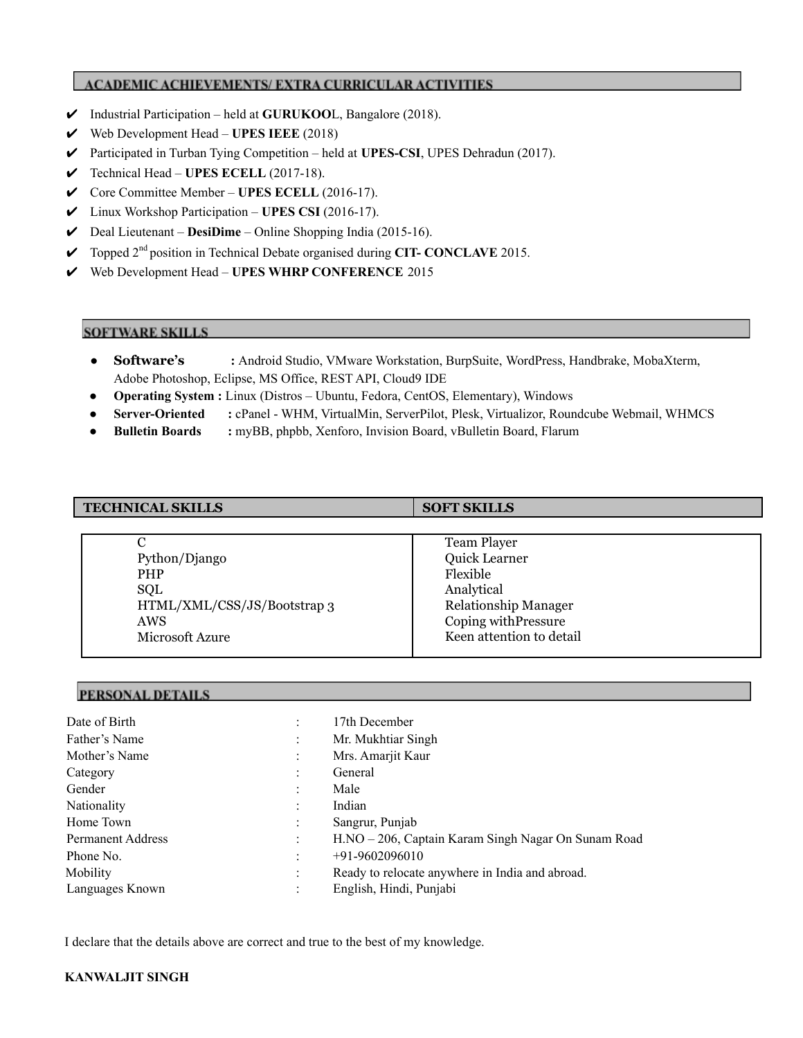## ACADEMIC ACHIEVEMENTS/ EXTRA CURRICULAR ACTIVITIES

- ✔ Industrial Participation – held at **GURUKOO**L, Bangalore (2018).
- ✔ Web Development Head – **UPES IEEE** (2018)
- ✔ Participated in Turban Tying Competition – held at **UPES-CSI**, UPES Dehradun (2017).
- ✔ Technical Head – **UPES ECELL** (2017-18).
- ✔ Core Committee Member – **UPES ECELL** (2016-17).
- ✔ Linux Workshop Participation – **UPES CSI** (2016-17).
- ✔ Deal Lieutenant – **DesiDime** – Online Shopping India (2015-16).
- ✔ Topped 2nd position in Technical Debate organised during **CIT- CONCLAVE** 2015.
- ✔ Web Development Head – **UPES WHRP CONFERENCE** 2015

## SOFTWARE SKILLS

- **Software's** : Android Studio, VMware Workstation, BurpSuite, WordPress, Handbrake, MobaXterm, Adobe Photoshop, Eclipse, MS Office, REST API, Cloud9 IDE
- **Operating System :** Linux (Distros – Ubuntu, Fedora, CentOS, Elementary), Windows
- **Server-Oriented :** cPanel - WHM, VirtualMin, ServerPilot, Plesk, Virtualizor, Roundcube Webmail, WHMCS
- **Bulletin Boards :** myBB, phpbb, Xenforo, Invision Board, vBulletin Board, Flarum

| TECHNICAL SKILLS | SOFT SKILLS |
|---|---|
| C | Team Player |
| Python/Django | Quick Learner |
| PHP | Flexible |
| SQL | Analytical |
| HTML/XML/CSS/JS/Bootstrap 3 | Relationship Manager |
| AWS | Coping withPressure |
| Microsoft Azure | Keen attention to detail |

## PERSONAL DETAILS

| | | |
|---|---|---|
| Date of Birth | : | 17th December |
| Father's Name | : | Mr. Mukhtiar Singh |
| Mother's Name | : | Mrs. Amarjit Kaur |
| Category | : | General |
| Gender | : | Male |
| Nationality | : | Indian |
| Home Town | : | Sangrur, Punjab |
| Permanent Address | : | H.NO – 206, Captain Karam Singh Nagar On Sunam Road |
| Phone No. | : | +91-9602096010 |
| Mobility | : | Ready to relocate anywhere in India and abroad. |
| Languages Known | : | English, Hindi, Punjabi |

I declare that the details above are correct and true to the best of my knowledge.

**KANWALJIT SINGH**